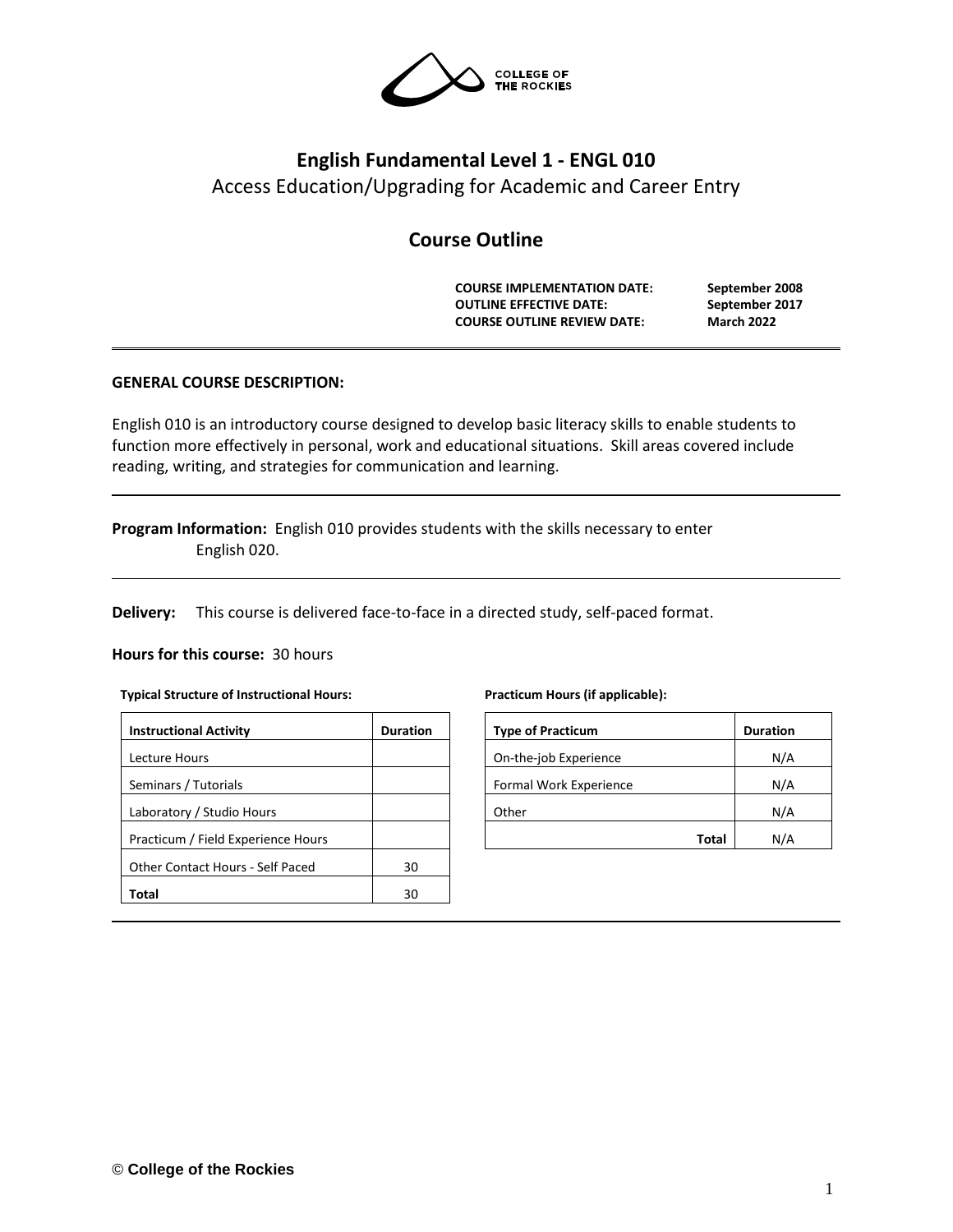# English Fundamental Level 1 - ENGL 010

Access Education/Upgrading for Academic and Career Entry

## Course Outline

**COURSE IMPLEMENTATION DATE:** **September 2008**
**OUTLINE EFFECTIVE DATE:** **September 2017**
**COURSE OUTLINE REVIEW DATE:** **March 2022**

**GENERAL COURSE DESCRIPTION:**

English 010 is an introductory course designed to develop basic literacy skills to enable students to function more effectively in personal, work and educational situations. Skill areas covered include reading, writing, and strategies for communication and learning.

**Program Information:** English 010 provides students with the skills necessary to enter English 020.

**Delivery:** This course is delivered face-to-face in a directed study, self-paced format.

**Hours for this course:** 30 hours

**Typical Structure of Instructional Hours:**

| Instructional Activity | Duration |
|---|---|
| Lecture Hours | |
| Seminars / Tutorials | |
| Laboratory / Studio Hours | |
| Practicum / Field Experience Hours | |
| Other Contact Hours - Self Paced | 30 |
| **Total** | 30 |

**Practicum Hours (if applicable):**

| Type of Practicum | Duration |
|---|---|
| On-the-job Experience | N/A |
| Formal Work Experience | N/A |
| Other | N/A |
| **Total** | N/A |

© **College of the Rockies**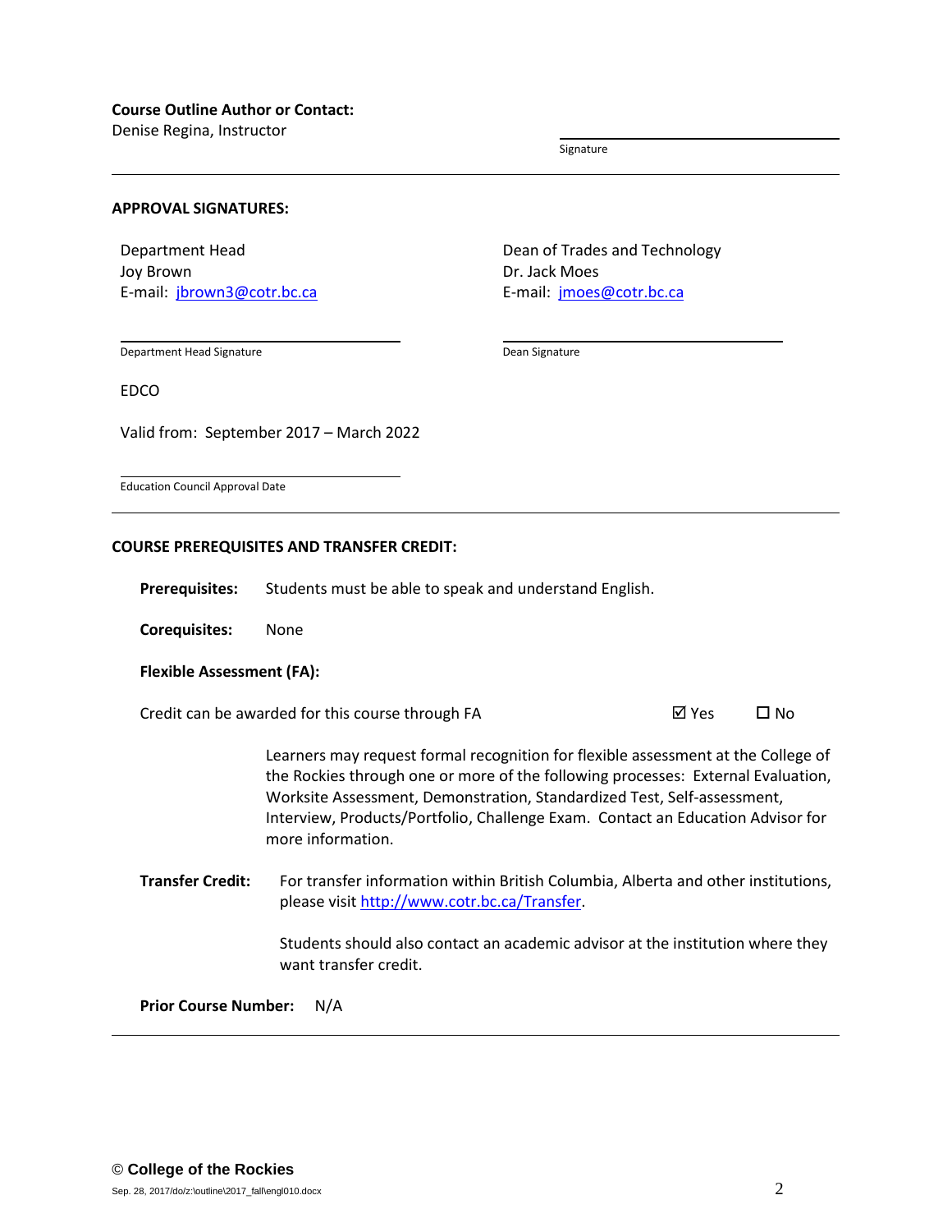**Course Outline Author or Contact:**
Denise Regina, Instructor

Signature

---

**APPROVAL SIGNATURES:**

Department Head
Joy Brown
E-mail: jbrown3@cotr.bc.ca

Department Head Signature

Dean of Trades and Technology
Dr. Jack Moes
E-mail: jmoes@cotr.bc.ca

Dean Signature

EDCO

Valid from: September 2017 – March 2022

Education Council Approval Date

---

**COURSE PREREQUISITES AND TRANSFER CREDIT:**

**Prerequisites:** Students must be able to speak and understand English.

**Corequisites:** None

**Flexible Assessment (FA):**

Credit can be awarded for this course through FA ☑ Yes ☐ No

Learners may request formal recognition for flexible assessment at the College of the Rockies through one or more of the following processes: External Evaluation, Worksite Assessment, Demonstration, Standardized Test, Self-assessment, Interview, Products/Portfolio, Challenge Exam. Contact an Education Advisor for more information.

**Transfer Credit:** For transfer information within British Columbia, Alberta and other institutions, please visit http://www.cotr.bc.ca/Transfer.

Students should also contact an academic advisor at the institution where they want transfer credit.

**Prior Course Number:** N/A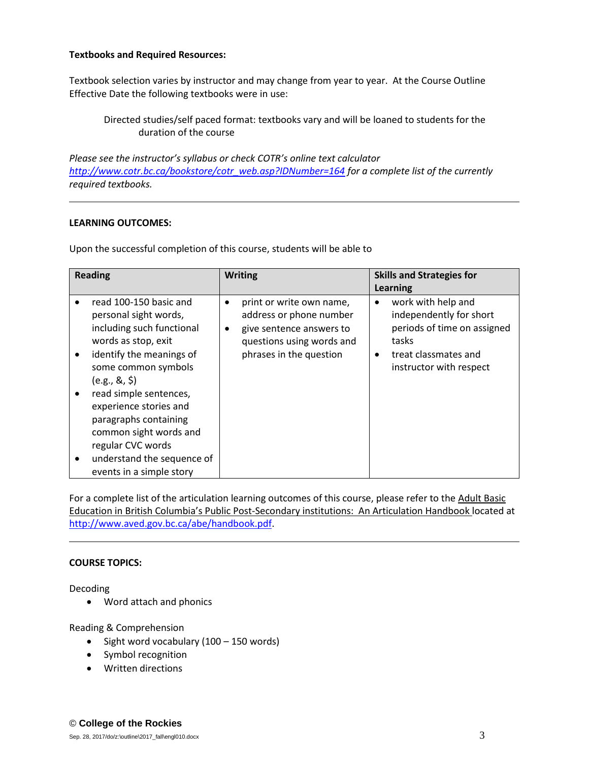**Textbooks and Required Resources:**

Textbook selection varies by instructor and may change from year to year. At the Course Outline Effective Date the following textbooks were in use:

> Directed studies/self paced format: textbooks vary and will be loaned to students for the duration of the course

*Please see the instructor's syllabus or check COTR's online text calculator [http://www.cotr.bc.ca/bookstore/cotr_web.asp?IDNumber=164](http://www.cotr.bc.ca/bookstore/cotr_web.asp?IDNumber=164) for a complete list of the currently required textbooks.*

---

**LEARNING OUTCOMES:**

Upon the successful completion of this course, students will be able to

| Reading | Writing | Skills and Strategies for Learning |
|---|---|---|
| • read 100-150 basic and personal sight words, including such functional words as stop, exit<br>• identify the meanings of some common symbols (e.g., &, $)<br>• read simple sentences, experience stories and paragraphs containing common sight words and regular CVC words<br>• understand the sequence of events in a simple story | • print or write own name, address or phone number<br>• give sentence answers to questions using words and phrases in the question | • work with help and independently for short periods of time on assigned tasks<br>• treat classmates and instructor with respect |

For a complete list of the articulation learning outcomes of this course, please refer to the Adult Basic Education in British Columbia's Public Post-Secondary institutions: An Articulation Handbook located at [http://www.aved.gov.bc.ca/abe/handbook.pdf](http://www.aved.gov.bc.ca/abe/handbook.pdf).

---

**COURSE TOPICS:**

Decoding

- Word attach and phonics

Reading & Comprehension

- Sight word vocabulary (100 – 150 words)
- Symbol recognition
- Written directions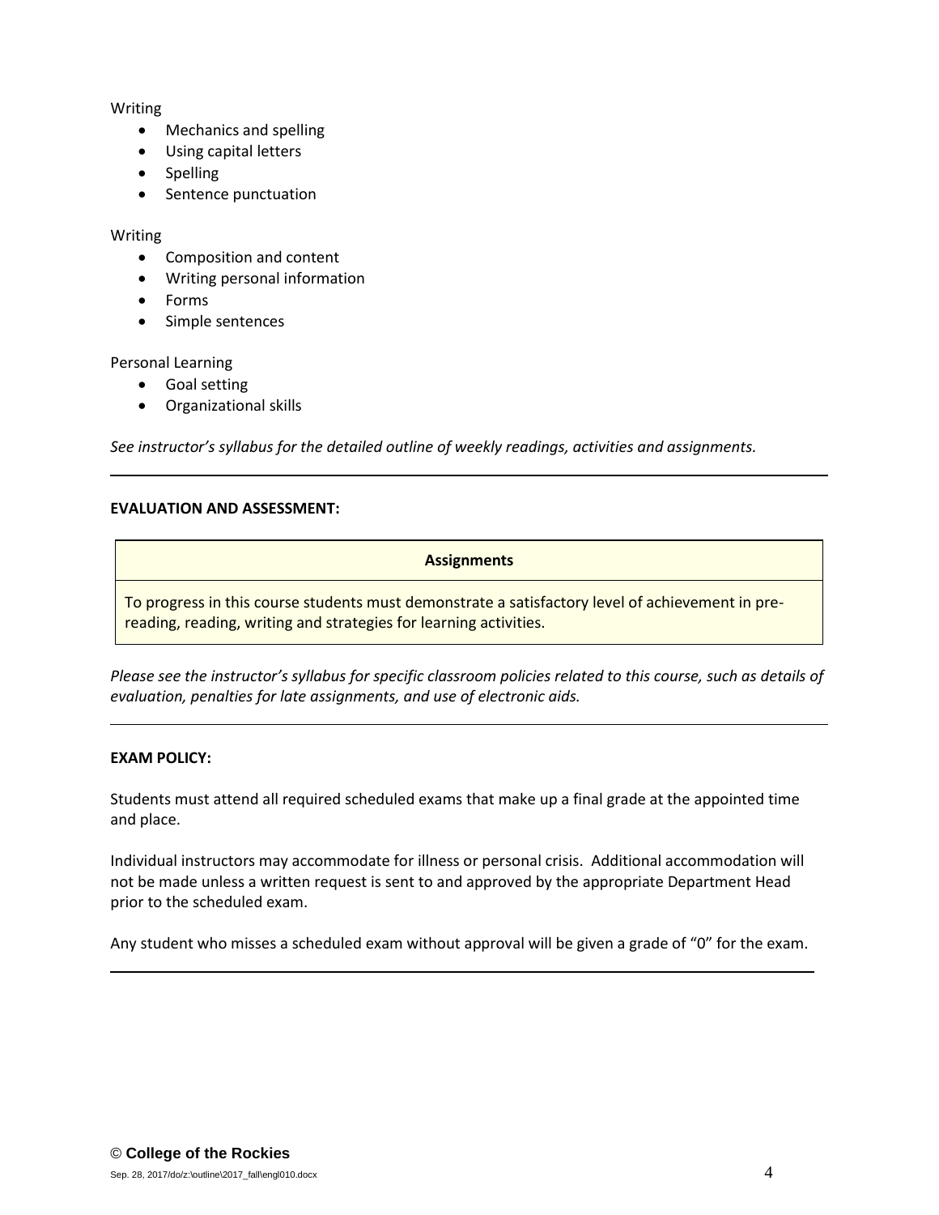Writing

- Mechanics and spelling
- Using capital letters
- Spelling
- Sentence punctuation

Writing

- Composition and content
- Writing personal information
- Forms
- Simple sentences

Personal Learning

- Goal setting
- Organizational skills

*See instructor's syllabus for the detailed outline of weekly readings, activities and assignments.*

---

**EVALUATION AND ASSESSMENT:**

| **Assignments** |
| --- |
| To progress in this course students must demonstrate a satisfactory level of achievement in pre-reading, reading, writing and strategies for learning activities. |

*Please see the instructor's syllabus for specific classroom policies related to this course, such as details of evaluation, penalties for late assignments, and use of electronic aids.*

---

**EXAM POLICY:**

Students must attend all required scheduled exams that make up a final grade at the appointed time and place.

Individual instructors may accommodate for illness or personal crisis. Additional accommodation will not be made unless a written request is sent to and approved by the appropriate Department Head prior to the scheduled exam.

Any student who misses a scheduled exam without approval will be given a grade of "0" for the exam.

---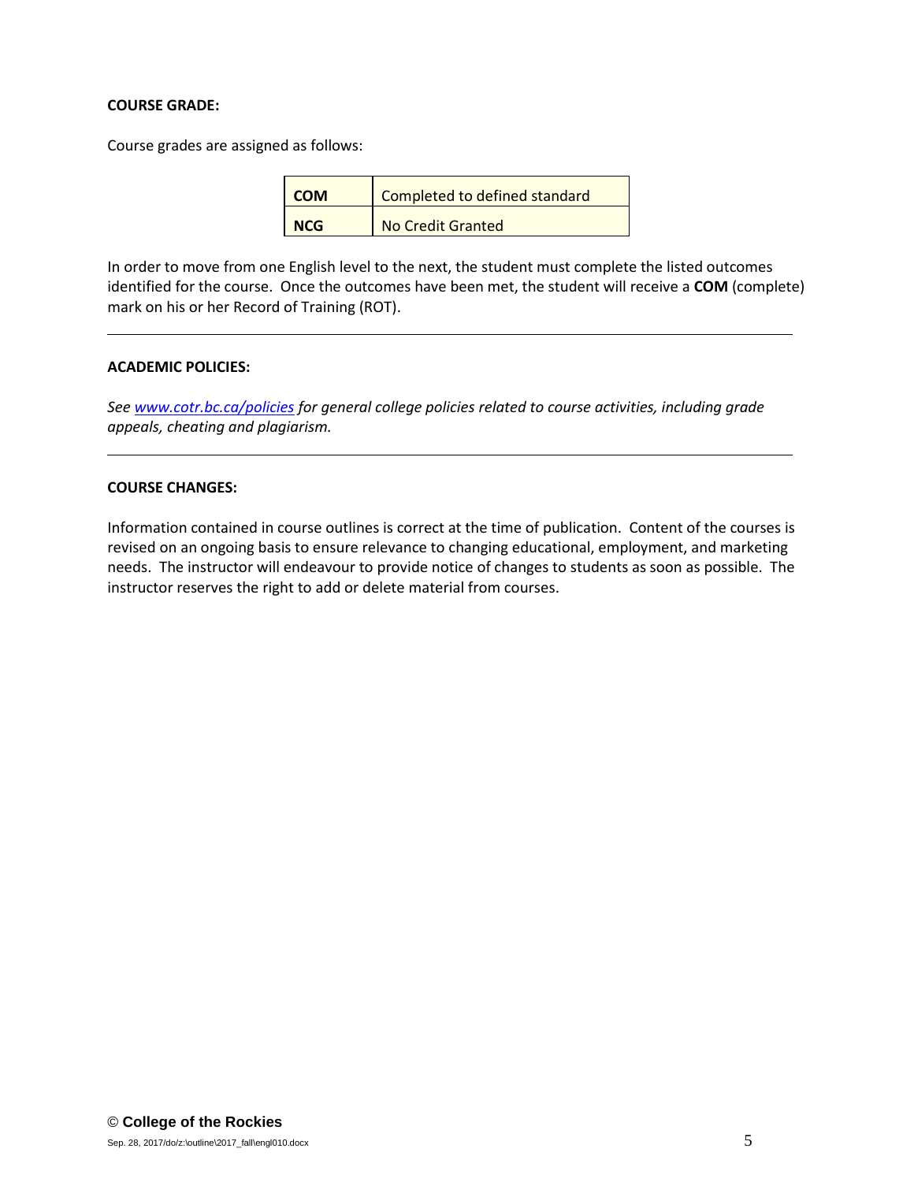**COURSE GRADE:**

Course grades are assigned as follows:

| | |
|---|---|
| **COM** | Completed to defined standard |
| **NCG** | No Credit Granted |

In order to move from one English level to the next, the student must complete the listed outcomes identified for the course. Once the outcomes have been met, the student will receive a **COM** (complete) mark on his or her Record of Training (ROT).

---

**ACADEMIC POLICIES:**

*See [www.cotr.bc.ca/policies](www.cotr.bc.ca/policies) for general college policies related to course activities, including grade appeals, cheating and plagiarism.*

---

**COURSE CHANGES:**

Information contained in course outlines is correct at the time of publication. Content of the courses is revised on an ongoing basis to ensure relevance to changing educational, employment, and marketing needs. The instructor will endeavour to provide notice of changes to students as soon as possible. The instructor reserves the right to add or delete material from courses.